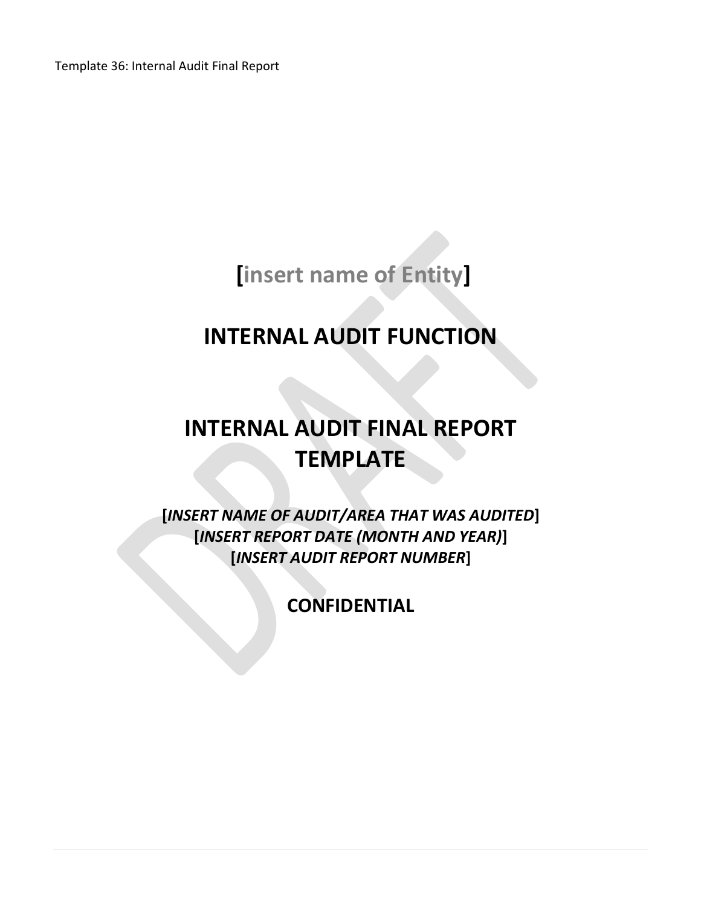Template 36: Internal Audit Final Report

# [insert name of Entity]

# INTERNAL AUDIT FUNCTION

# INTERNAL AUDIT FINAL REPORT TEMPLATE

**[*INSERT NAME OF AUDIT/AREA THAT WAS AUDITED*]**
**[*INSERT REPORT DATE (MONTH AND YEAR)*]**
**[*INSERT AUDIT REPORT NUMBER*]**

**CONFIDENTIAL**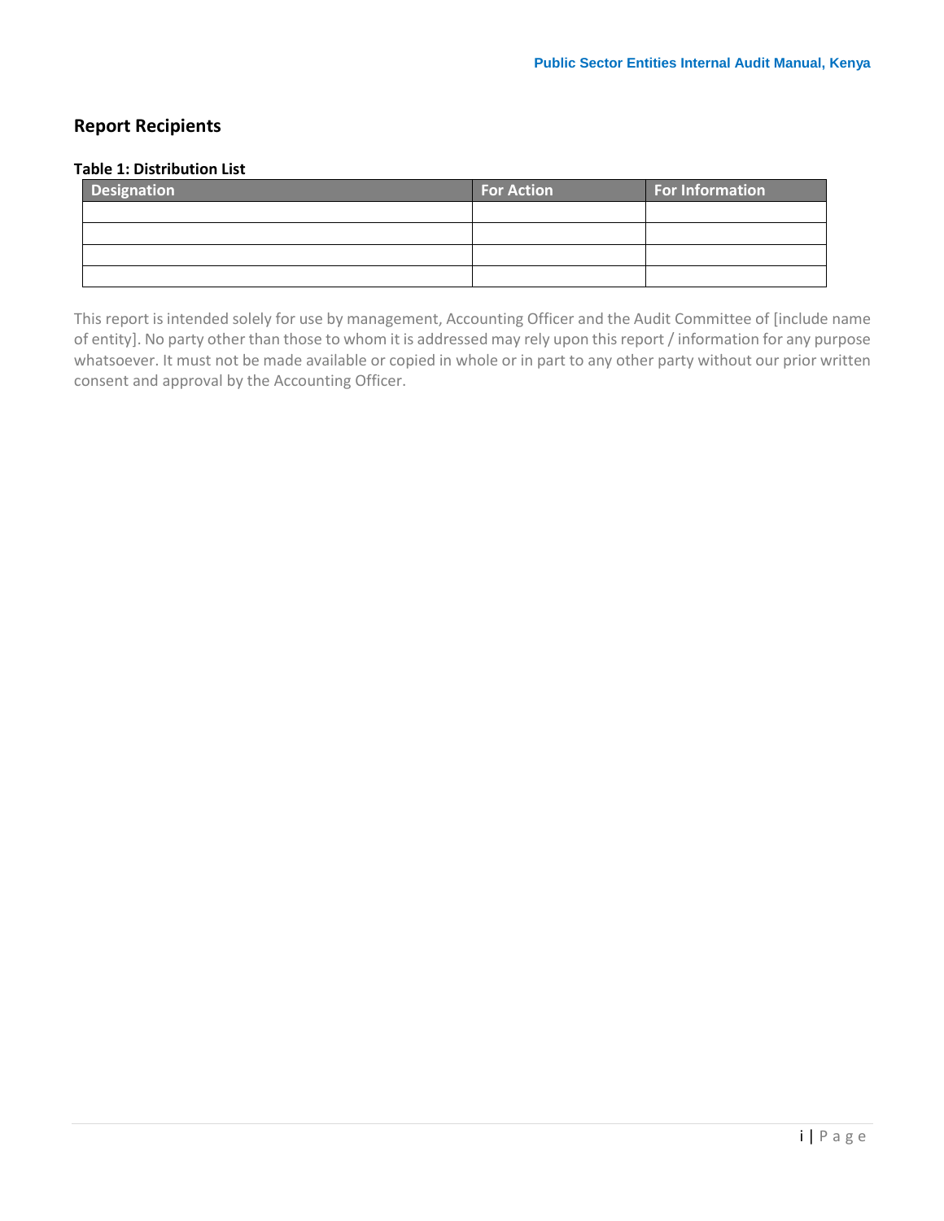## Report Recipients

**Table 1: Distribution List**

| Designation | For Action | For Information |
|---|---|---|
| | | |
| | | |
| | | |
| | | |

This report is intended solely for use by management, Accounting Officer and the Audit Committee of [include name of entity]. No party other than those to whom it is addressed may rely upon this report / information for any purpose whatsoever. It must not be made available or copied in whole or in part to any other party without our prior written consent and approval by the Accounting Officer.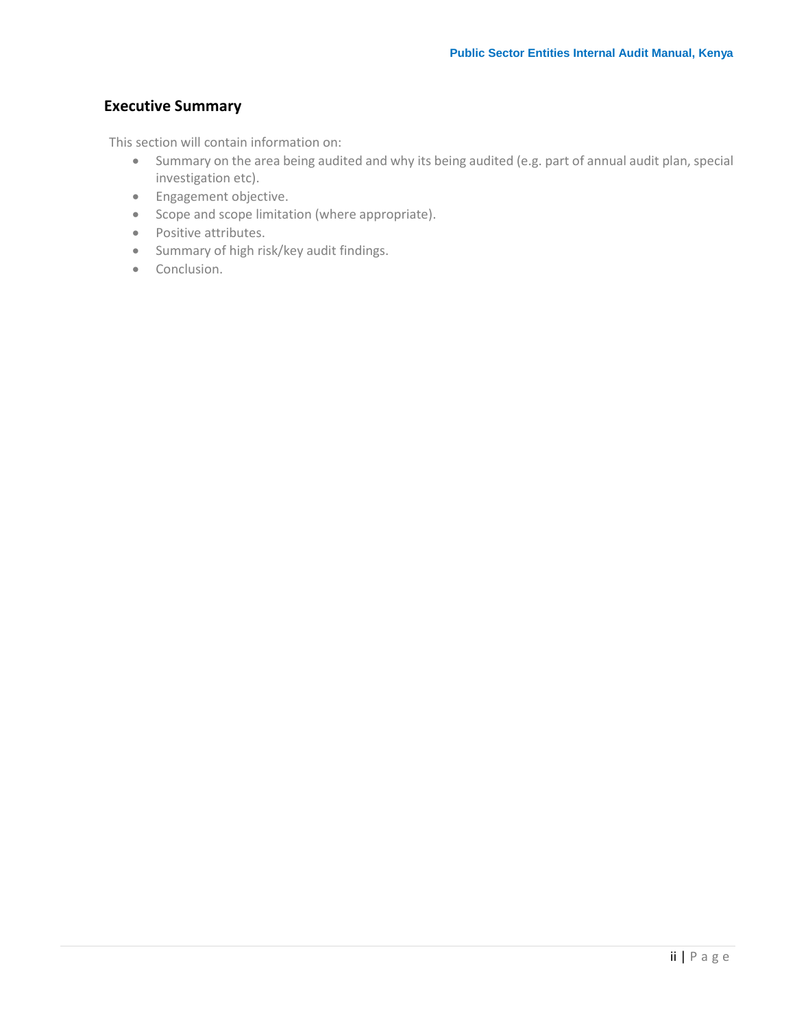## Executive Summary

This section will contain information on:

- Summary on the area being audited and why its being audited (e.g. part of annual audit plan, special investigation etc).
- Engagement objective.
- Scope and scope limitation (where appropriate).
- Positive attributes.
- Summary of high risk/key audit findings.
- Conclusion.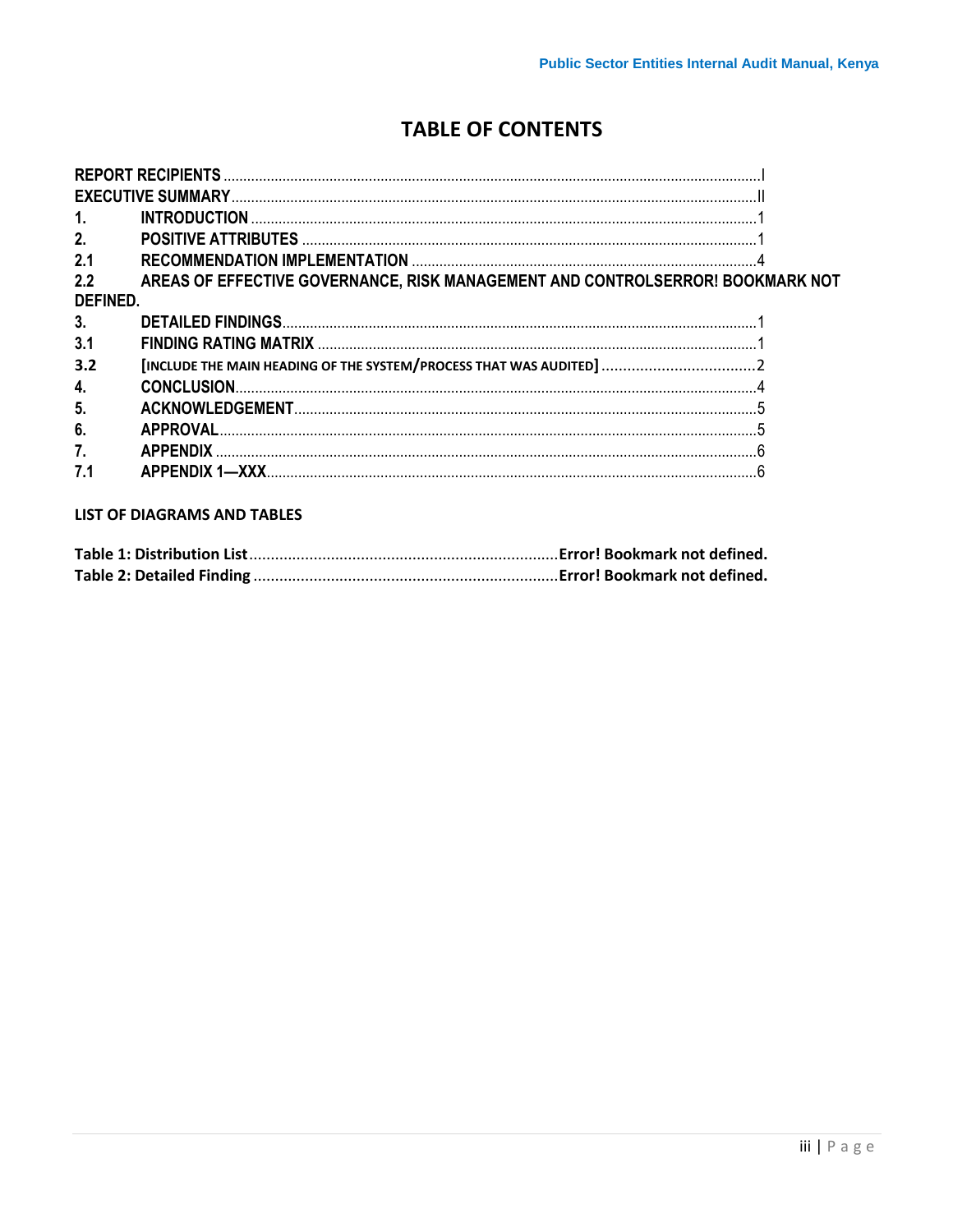# TABLE OF CONTENTS

REPORT RECIPIENTS ........................................................................................................................................I
EXECUTIVE SUMMARY.....................................................................................................................................II
1. INTRODUCTION ...............................................................................................................................1
2. POSITIVE ATTRIBUTES ..................................................................................................................1
2.1 RECOMMENDATION IMPLEMENTATION .......................................................................................4
2.2 AREAS OF EFFECTIVE GOVERNANCE, RISK MANAGEMENT AND CONTROLSERROR! BOOKMARK NOT DEFINED.
3. DETAILED FINDINGS.......................................................................................................................1
3.1 FINDING RATING MATRIX ..............................................................................................................1
3.2 [INCLUDE THE MAIN HEADING OF THE SYSTEM/PROCESS THAT WAS AUDITED] ....................................2
4. CONCLUSION...................................................................................................................................4
5. ACKNOWLEDGEMENT....................................................................................................................5
6. APPROVAL.......................................................................................................................................5
7. APPENDIX ........................................................................................................................................6
7.1 APPENDIX 1—XXX...........................................................................................................................6

**LIST OF DIAGRAMS AND TABLES**

**Table 1: Distribution List.......................................................................Error! Bookmark not defined.**
**Table 2: Detailed Finding ......................................................................Error! Bookmark not defined.**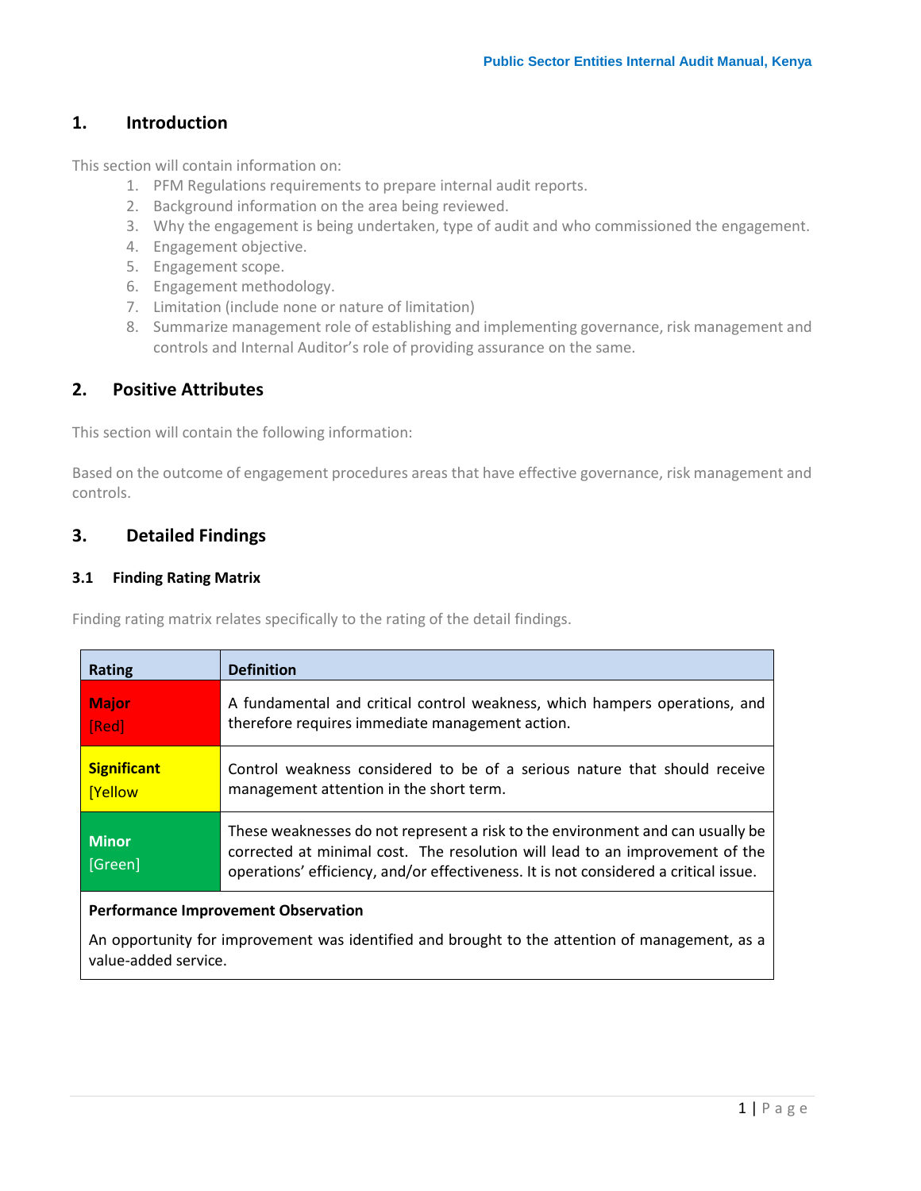## 1. Introduction

This section will contain information on:

1. PFM Regulations requirements to prepare internal audit reports.
2. Background information on the area being reviewed.
3. Why the engagement is being undertaken, type of audit and who commissioned the engagement.
4. Engagement objective.
5. Engagement scope.
6. Engagement methodology.
7. Limitation (include none or nature of limitation)
8. Summarize management role of establishing and implementing governance, risk management and controls and Internal Auditor's role of providing assurance on the same.

## 2. Positive Attributes

This section will contain the following information:

Based on the outcome of engagement procedures areas that have effective governance, risk management and controls.

## 3. Detailed Findings

### 3.1 Finding Rating Matrix

Finding rating matrix relates specifically to the rating of the detail findings.

| Rating | Definition |
|---|---|
| **Major** [Red] | A fundamental and critical control weakness, which hampers operations, and therefore requires immediate management action. |
| **Significant** [Yellow | Control weakness considered to be of a serious nature that should receive management attention in the short term. |
| **Minor** [Green] | These weaknesses do not represent a risk to the environment and can usually be corrected at minimal cost. The resolution will lead to an improvement of the operations' efficiency, and/or effectiveness. It is not considered a critical issue. |
| **Performance Improvement Observation** An opportunity for improvement was identified and brought to the attention of management, as a value-added service. | |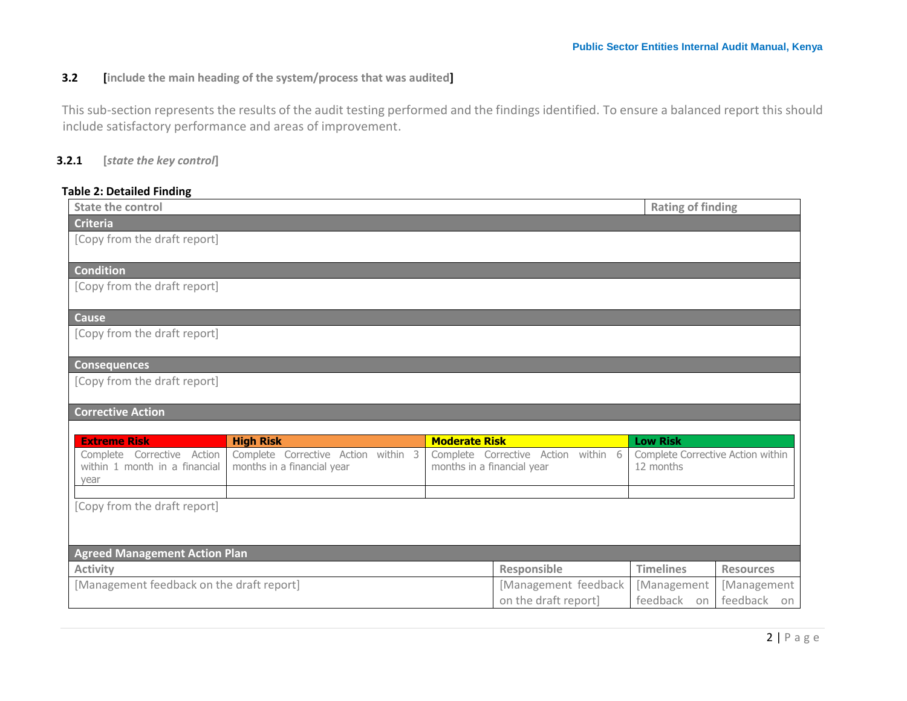### 3.2 [include the main heading of the system/process that was audited]

This sub-section represents the results of the audit testing performed and the findings identified. To ensure a balanced report this should include satisfactory performance and areas of improvement.

#### 3.2.1 [*state the key control*]

**Table 2: Detailed Finding**

| State the control | | | | Rating of finding |
|---|---|---|---|---|
| **Criteria** | | | | |
| [Copy from the draft report] | | | | |
| **Condition** | | | | |
| [Copy from the draft report] | | | | |
| **Cause** | | | | |
| [Copy from the draft report] | | | | |
| **Consequences** | | | | |
| [Copy from the draft report] | | | | |
| **Corrective Action** | | | | |

| Extreme Risk | High Risk | Moderate Risk | Low Risk |
|---|---|---|---|
| Complete Corrective Action within 1 month in a financial year | Complete Corrective Action within 3 months in a financial year | Complete Corrective Action within 6 months in a financial year | Complete Corrective Action within 12 months |
| | | | |

[Copy from the draft report]

| Agreed Management Action Plan | | | |
|---|---|---|---|
| **Activity** | **Responsible** | **Timelines** | **Resources** |
| [Management feedback on the draft report] | [Management feedback on the draft report] | [Management feedback on | [Management feedback on |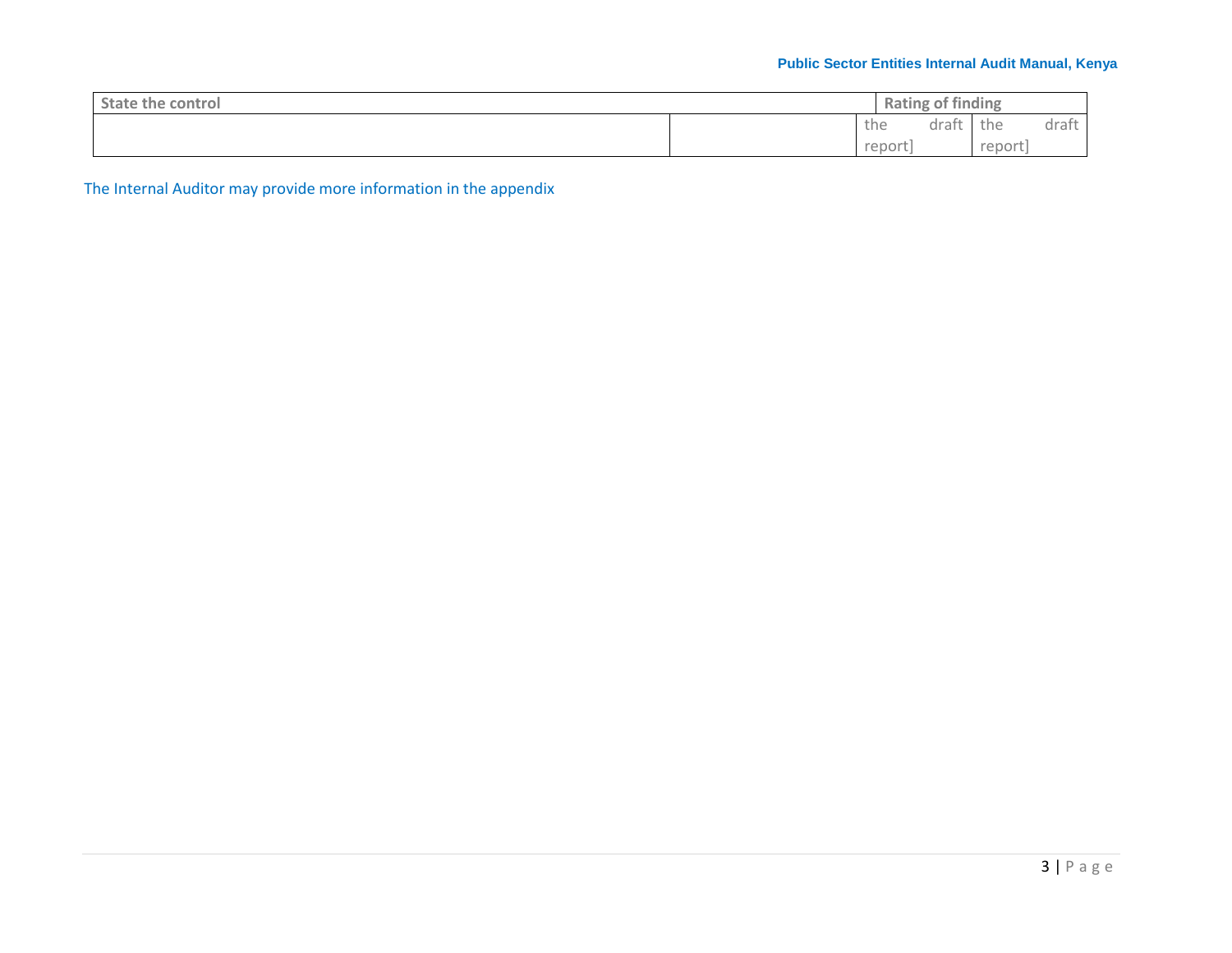| State the control | | Rating of finding | |
|---|---|---|---|
| | | the draft report] | the draft report] |

The Internal Auditor may provide more information in the appendix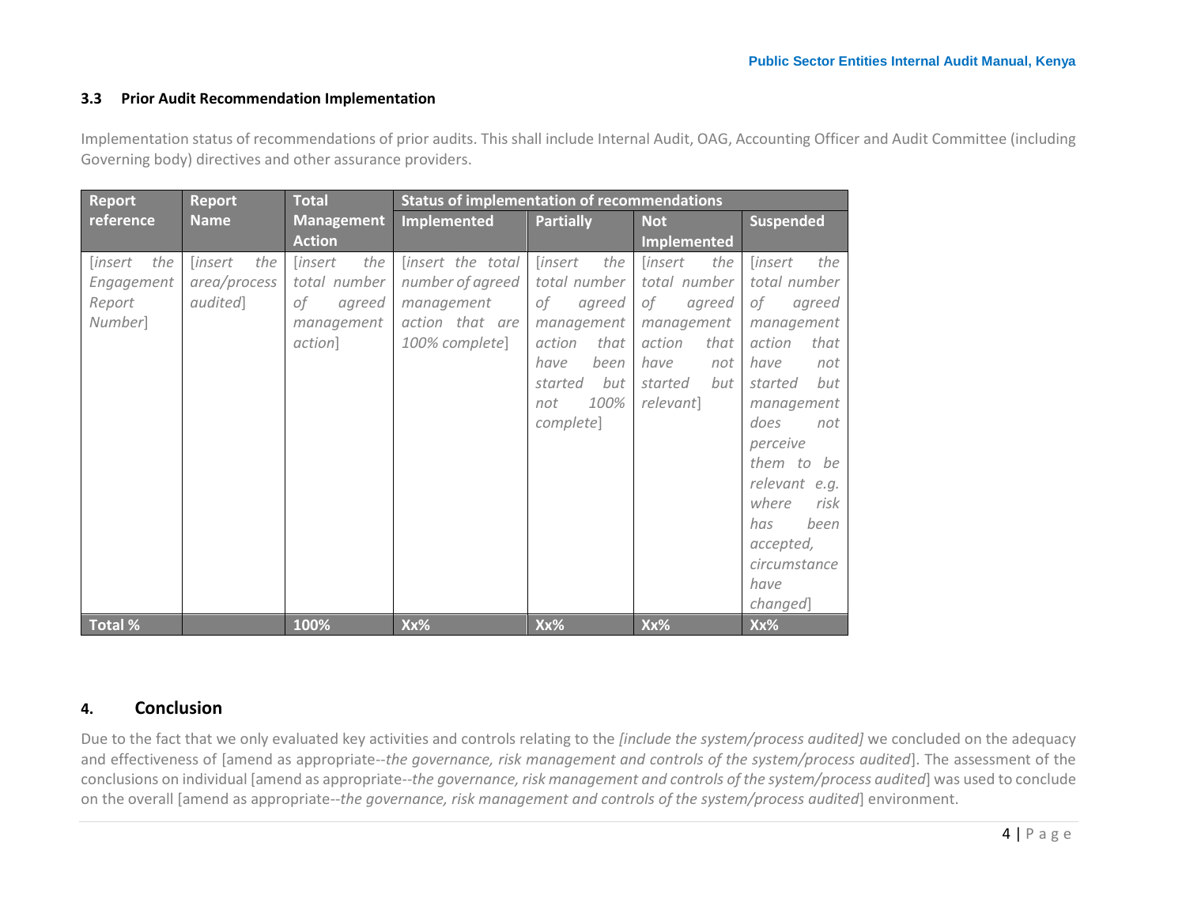### 3.3 Prior Audit Recommendation Implementation

Implementation status of recommendations of prior audits. This shall include Internal Audit, OAG, Accounting Officer and Audit Committee (including Governing body) directives and other assurance providers.

| Report reference | Report Name | Total Management Action | Status of implementation of recommendations | | | |
|---|---|---|---|---|---|---|
| | | | Implemented | Partially | Not Implemented | Suspended |
| [*insert the Engagement Report Number*] | [*insert the area/process audited*] | [*insert the total number of agreed management action*] | [*insert the total number of agreed management action that are 100% complete*] | [*insert the total number of agreed management action that have been started but not 100% complete*] | [*insert the total number of agreed management action that have not started but relevant*] | [*insert the total number of agreed management action that have not started but management does not perceive them to be relevant e.g. where risk has been accepted, circumstance have changed*] |
| **Total %** | | **100%** | **Xx%** | **Xx%** | **Xx%** | **Xx%** |

## 4. Conclusion

Due to the fact that we only evaluated key activities and controls relating to the *[include the system/process audited]* we concluded on the adequacy and effectiveness of [amend as appropriate--*the governance, risk management and controls of the system/process audited*]. The assessment of the conclusions on individual [amend as appropriate--*the governance, risk management and controls of the system/process audited*] was used to conclude on the overall [amend as appropriate--*the governance, risk management and controls of the system/process audited*] environment.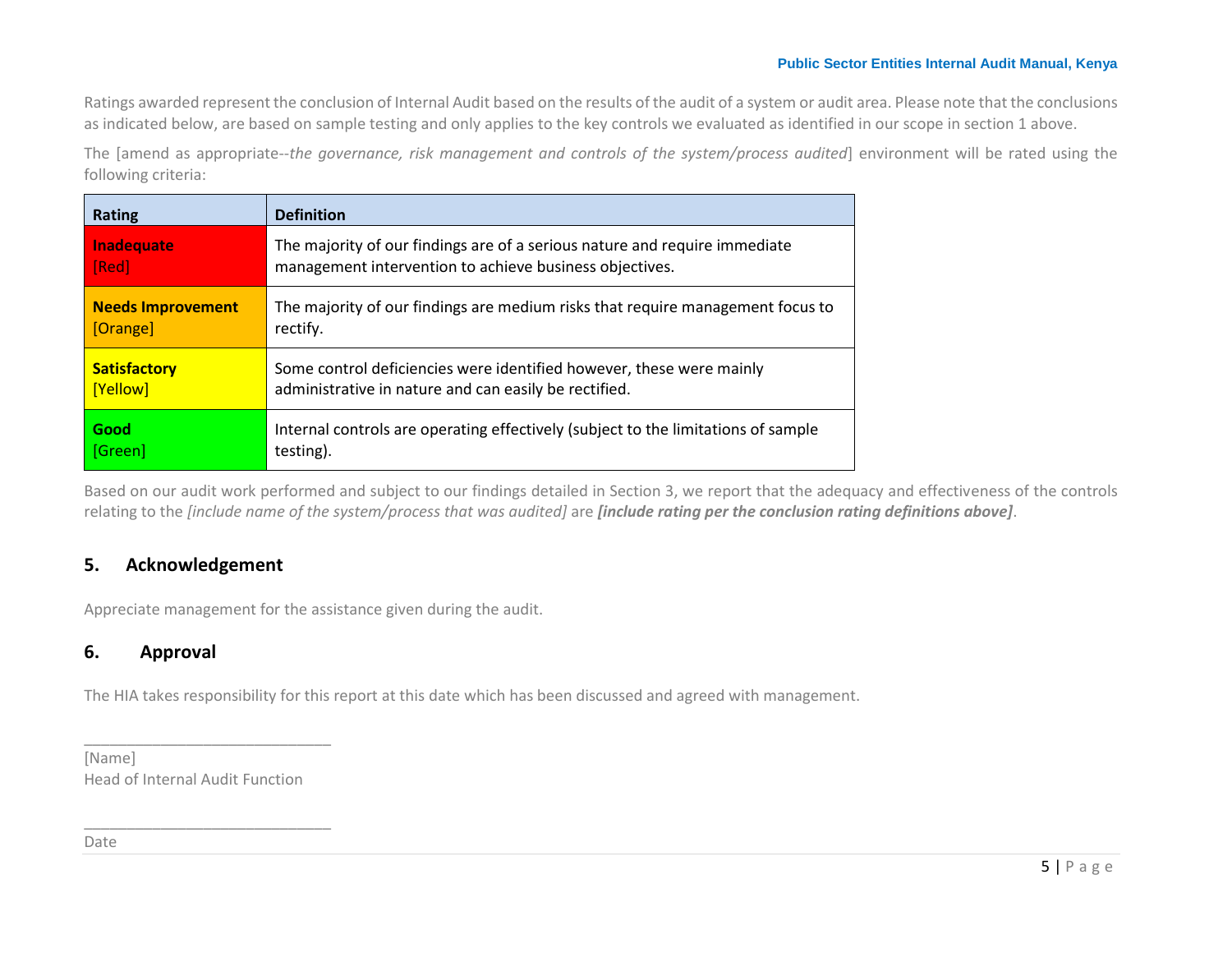Ratings awarded represent the conclusion of Internal Audit based on the results of the audit of a system or audit area. Please note that the conclusions as indicated below, are based on sample testing and only applies to the key controls we evaluated as identified in our scope in section 1 above.

The [amend as appropriate--*the governance, risk management and controls of the system/process audited*] environment will be rated using the following criteria:

| Rating | Definition |
|---|---|
| **Inadequate** [Red] | The majority of our findings are of a serious nature and require immediate management intervention to achieve business objectives. |
| **Needs Improvement** [Orange] | The majority of our findings are medium risks that require management focus to rectify. |
| **Satisfactory** [Yellow] | Some control deficiencies were identified however, these were mainly administrative in nature and can easily be rectified. |
| **Good** [Green] | Internal controls are operating effectively (subject to the limitations of sample testing). |

Based on our audit work performed and subject to our findings detailed in Section 3, we report that the adequacy and effectiveness of the controls relating to the *[include name of the system/process that was audited]* are ***[include rating per the conclusion rating definitions above]***.

## 5. Acknowledgement

Appreciate management for the assistance given during the audit.

## 6. Approval

The HIA takes responsibility for this report at this date which has been discussed and agreed with management.

_____________________________

[Name]
Head of Internal Audit Function

_____________________________

Date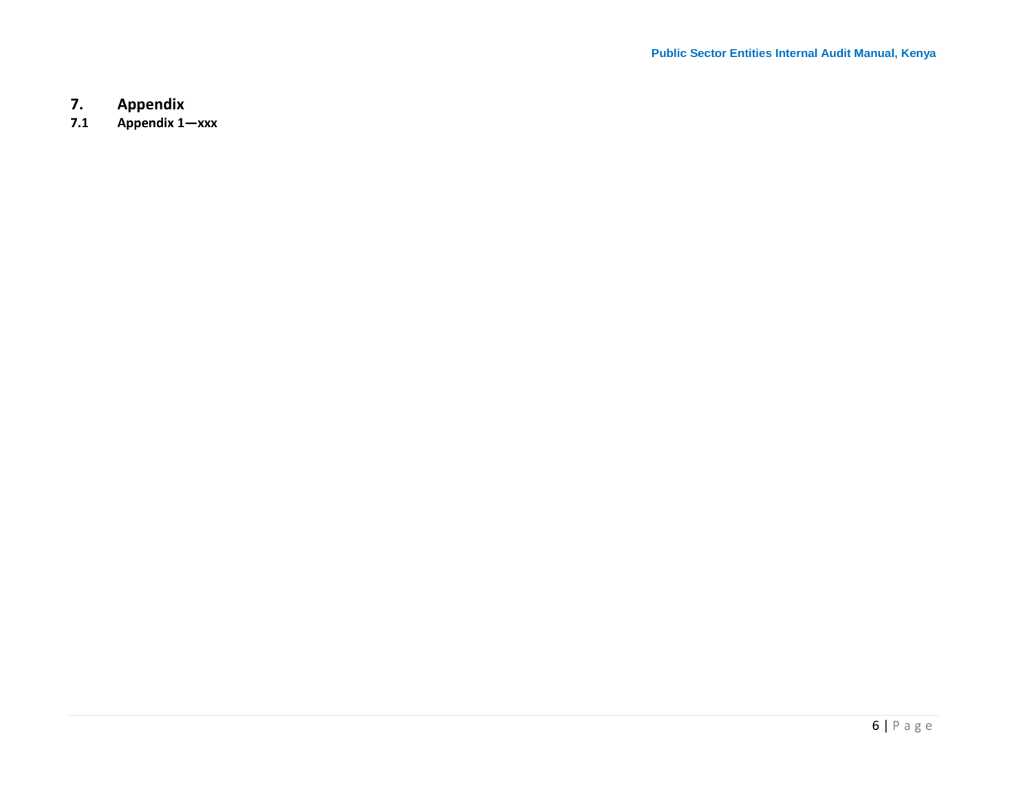# 7. Appendix

## 7.1 Appendix 1—xxx